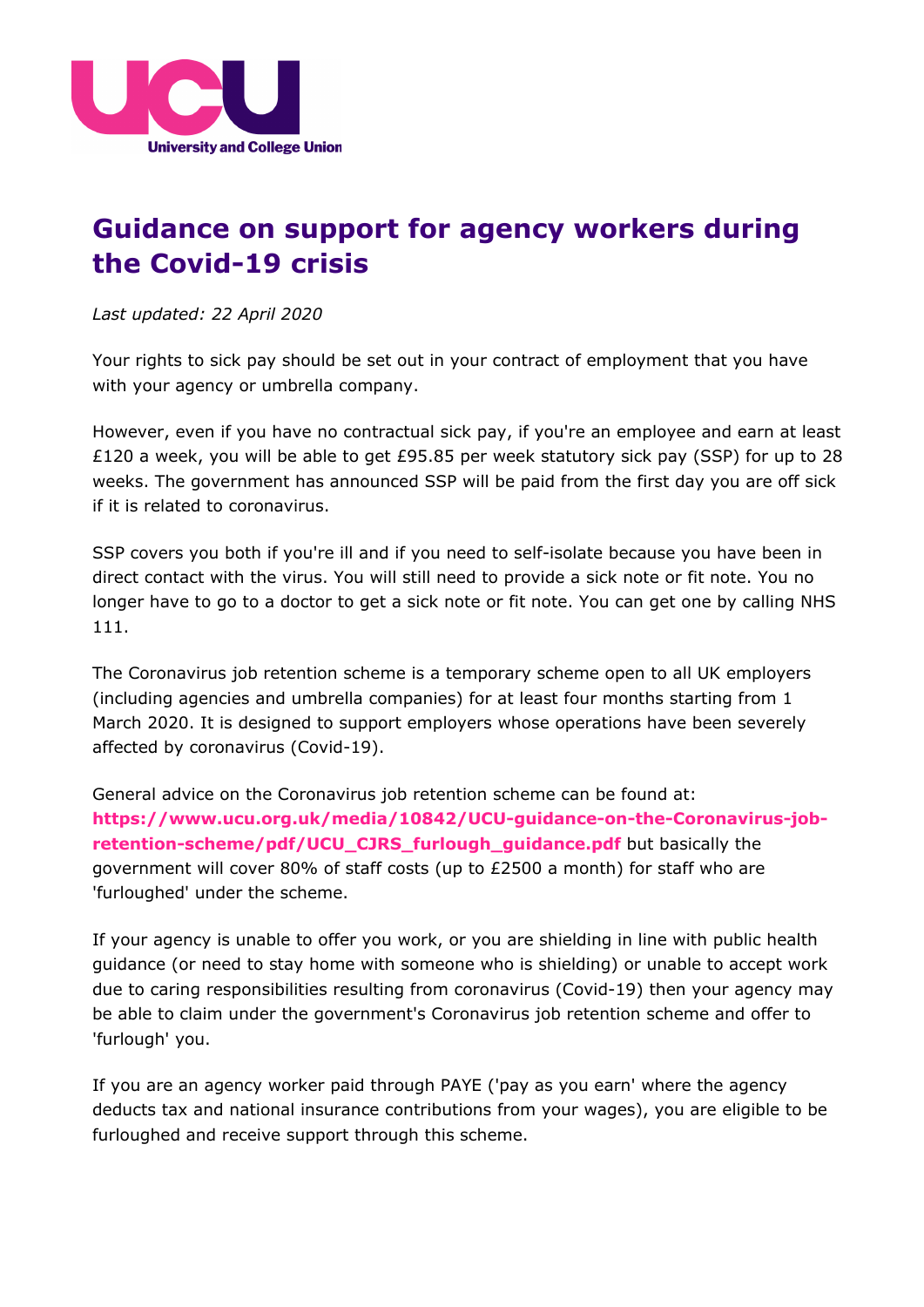UCU

University and College Union

# Guidance on support for agency workers during the Covid-19 crisis

*Last updated: 22 April 2020*

Your rights to sick pay should be set out in your contract of employment that you have with your agency or umbrella company.

However, even if you have no contractual sick pay, if you're an employee and earn at least £120 a week, you will be able to get £95.85 per week statutory sick pay (SSP) for up to 28 weeks. The government has announced SSP will be paid from the first day you are off sick if it is related to coronavirus.

SSP covers you both if you're ill and if you need to self-isolate because you have been in direct contact with the virus. You will still need to provide a sick note or fit note. You no longer have to go to a doctor to get a sick note or fit note. You can get one by calling NHS 111.

The Coronavirus job retention scheme is a temporary scheme open to all UK employers (including agencies and umbrella companies) for at least four months starting from 1 March 2020. It is designed to support employers whose operations have been severely affected by coronavirus (Covid-19).

General advice on the Coronavirus job retention scheme can be found at: **https://www.ucu.org.uk/media/10842/UCU-guidance-on-the-Coronavirus-job-retention-scheme/pdf/UCU_CJRS_furlough_guidance.pdf** but basically the government will cover 80% of staff costs (up to £2500 a month) for staff who are 'furloughed' under the scheme.

If your agency is unable to offer you work, or you are shielding in line with public health guidance (or need to stay home with someone who is shielding) or unable to accept work due to caring responsibilities resulting from coronavirus (Covid-19) then your agency may be able to claim under the government's Coronavirus job retention scheme and offer to 'furlough' you.

If you are an agency worker paid through PAYE ('pay as you earn' where the agency deducts tax and national insurance contributions from your wages), you are eligible to be furloughed and receive support through this scheme.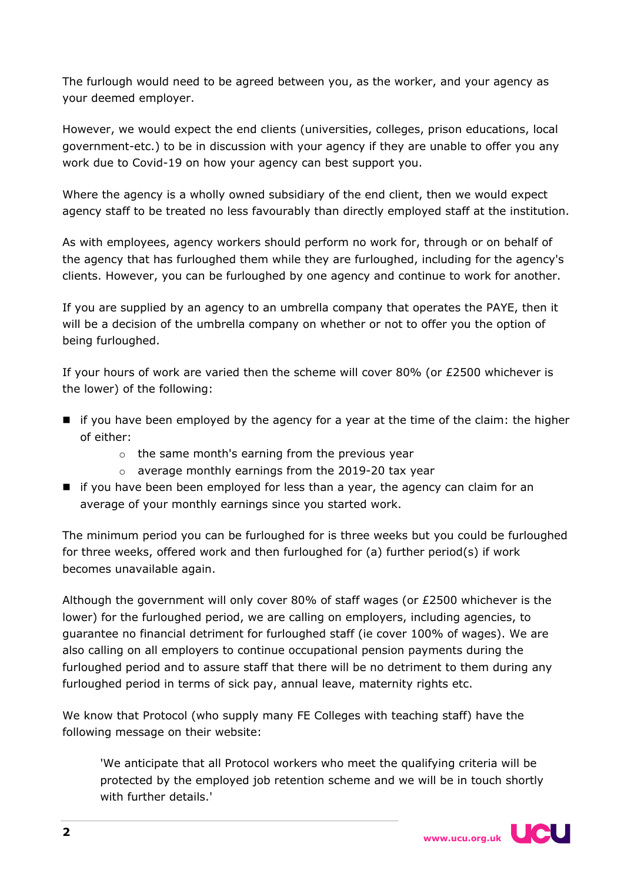The furlough would need to be agreed between you, as the worker, and your agency as your deemed employer.

However, we would expect the end clients (universities, colleges, prison educations, local government-etc.) to be in discussion with your agency if they are unable to offer you any work due to Covid-19 on how your agency can best support you.

Where the agency is a wholly owned subsidiary of the end client, then we would expect agency staff to be treated no less favourably than directly employed staff at the institution.

As with employees, agency workers should perform no work for, through or on behalf of the agency that has furloughed them while they are furloughed, including for the agency's clients. However, you can be furloughed by one agency and continue to work for another.

If you are supplied by an agency to an umbrella company that operates the PAYE, then it will be a decision of the umbrella company on whether or not to offer you the option of being furloughed.

If your hours of work are varied then the scheme will cover 80% (or £2500 whichever is the lower) of the following:

- if you have been employed by the agency for a year at the time of the claim: the higher of either:
  - the same month's earning from the previous year
  - average monthly earnings from the 2019-20 tax year
- if you have been been employed for less than a year, the agency can claim for an average of your monthly earnings since you started work.

The minimum period you can be furloughed for is three weeks but you could be furloughed for three weeks, offered work and then furloughed for (a) further period(s) if work becomes unavailable again.

Although the government will only cover 80% of staff wages (or £2500 whichever is the lower) for the furloughed period, we are calling on employers, including agencies, to guarantee no financial detriment for furloughed staff (ie cover 100% of wages). We are also calling on all employers to continue occupational pension payments during the furloughed period and to assure staff that there will be no detriment to them during any furloughed period in terms of sick pay, annual leave, maternity rights etc.

We know that Protocol (who supply many FE Colleges with teaching staff) have the following message on their website:

> 'We anticipate that all Protocol workers who meet the qualifying criteria will be protected by the employed job retention scheme and we will be in touch shortly with further details.'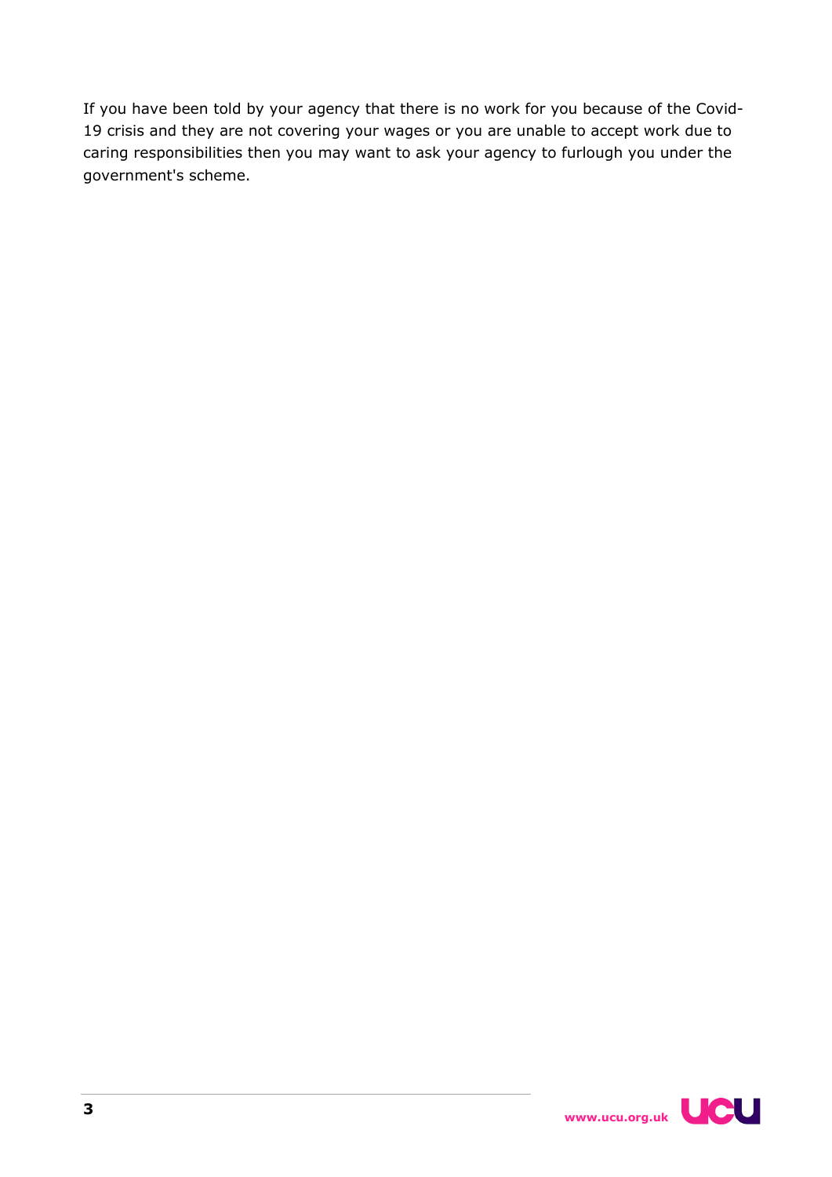If you have been told by your agency that there is no work for you because of the Covid-19 crisis and they are not covering your wages or you are unable to accept work due to caring responsibilities then you may want to ask your agency to furlough you under the government's scheme.